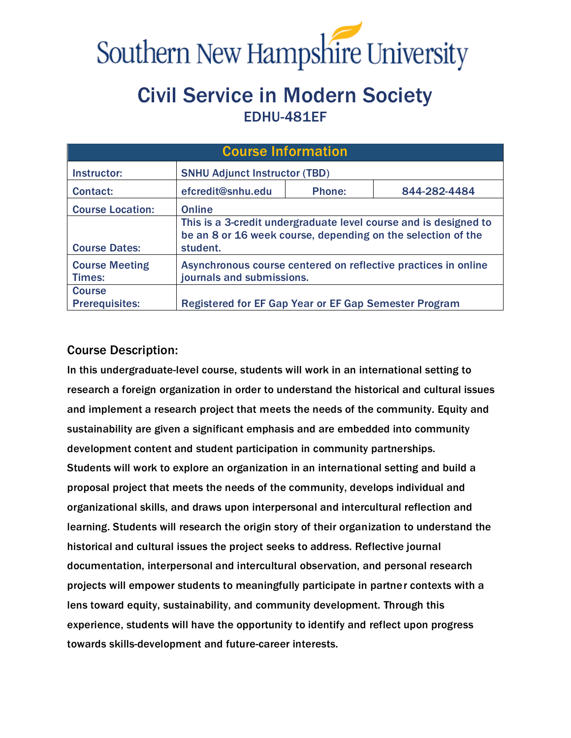# Southern New Hampshire University

# Civil Service in Modern Society

## EDHU-481EF

| Course Information | | | |
|---|---|---|---|
| Instructor: | SNHU Adjunct Instructor (TBD) | | |
| Contact: | efcredit@snhu.edu | Phone: | 844-282-4484 |
| Course Location: | Online | | |
| Course Dates: | This is a 3-credit undergraduate level course and is designed to be an 8 or 16 week course, depending on the selection of the student. | | |
| Course Meeting Times: | Asynchronous course centered on reflective practices in online journals and submissions. | | |
| Course Prerequisites: | Registered for EF Gap Year or EF Gap Semester Program | | |

### Course Description:

In this undergraduate-level course, students will work in an international setting to research a foreign organization in order to understand the historical and cultural issues and implement a research project that meets the needs of the community. Equity and sustainability are given a significant emphasis and are embedded into community development content and student participation in community partnerships. Students will work to explore an organization in an international setting and build a proposal project that meets the needs of the community, develops individual and organizational skills, and draws upon interpersonal and intercultural reflection and learning. Students will research the origin story of their organization to understand the historical and cultural issues the project seeks to address. Reflective journal documentation, interpersonal and intercultural observation, and personal research projects will empower students to meaningfully participate in partner contexts with a lens toward equity, sustainability, and community development. Through this experience, students will have the opportunity to identify and reflect upon progress towards skills-development and future-career interests.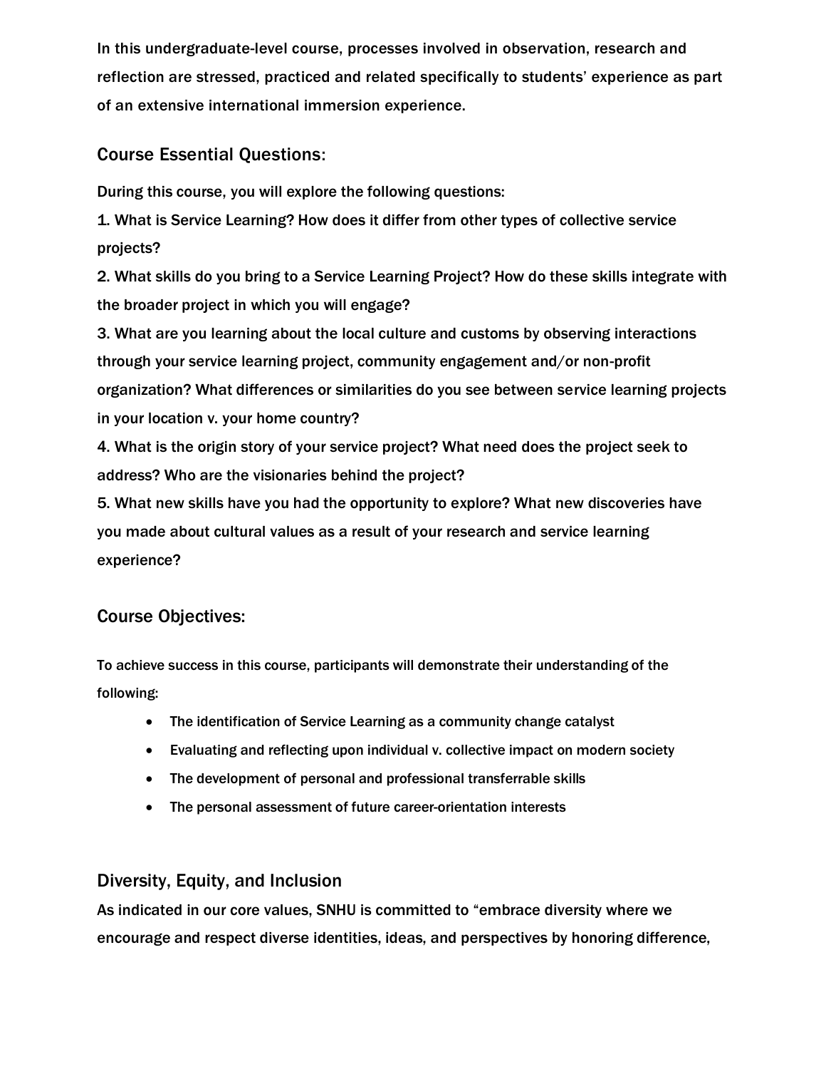In this undergraduate-level course, processes involved in observation, research and reflection are stressed, practiced and related specifically to students' experience as part of an extensive international immersion experience.

## Course Essential Questions:

During this course, you will explore the following questions:

1. What is Service Learning? How does it differ from other types of collective service projects?
2. What skills do you bring to a Service Learning Project? How do these skills integrate with the broader project in which you will engage?
3. What are you learning about the local culture and customs by observing interactions through your service learning project, community engagement and/or non-profit organization? What differences or similarities do you see between service learning projects in your location v. your home country?
4. What is the origin story of your service project? What need does the project seek to address? Who are the visionaries behind the project?
5. What new skills have you had the opportunity to explore? What new discoveries have you made about cultural values as a result of your research and service learning experience?

## Course Objectives:

To achieve success in this course, participants will demonstrate their understanding of the following:

- The identification of Service Learning as a community change catalyst
- Evaluating and reflecting upon individual v. collective impact on modern society
- The development of personal and professional transferrable skills
- The personal assessment of future career-orientation interests

## Diversity, Equity, and Inclusion

As indicated in our core values, SNHU is committed to "embrace diversity where we encourage and respect diverse identities, ideas, and perspectives by honoring difference,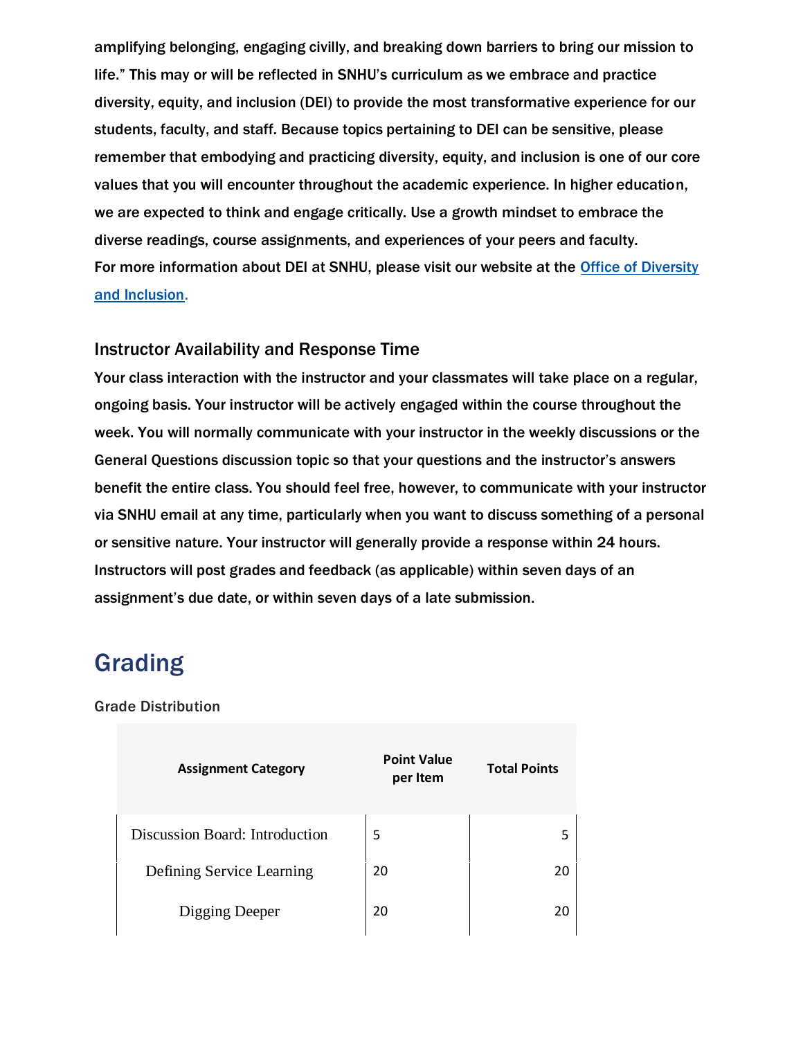amplifying belonging, engaging civilly, and breaking down barriers to bring our mission to life." This may or will be reflected in SNHU's curriculum as we embrace and practice diversity, equity, and inclusion (DEI) to provide the most transformative experience for our students, faculty, and staff. Because topics pertaining to DEI can be sensitive, please remember that embodying and practicing diversity, equity, and inclusion is one of our core values that you will encounter throughout the academic experience. In higher education, we are expected to think and engage critically. Use a growth mindset to embrace the diverse readings, course assignments, and experiences of your peers and faculty.
For more information about DEI at SNHU, please visit our website at the [Office of Diversity and Inclusion](Office of Diversity and Inclusion).

### Instructor Availability and Response Time

Your class interaction with the instructor and your classmates will take place on a regular, ongoing basis. Your instructor will be actively engaged within the course throughout the week. You will normally communicate with your instructor in the weekly discussions or the General Questions discussion topic so that your questions and the instructor's answers benefit the entire class. You should feel free, however, to communicate with your instructor via SNHU email at any time, particularly when you want to discuss something of a personal or sensitive nature. Your instructor will generally provide a response within 24 hours. Instructors will post grades and feedback (as applicable) within seven days of an assignment's due date, or within seven days of a late submission.

## Grading

### Grade Distribution

| Assignment Category | Point Value per Item | Total Points |
|---|---|---|
| Discussion Board: Introduction | 5 | 5 |
| Defining Service Learning | 20 | 20 |
| Digging Deeper | 20 | 20 |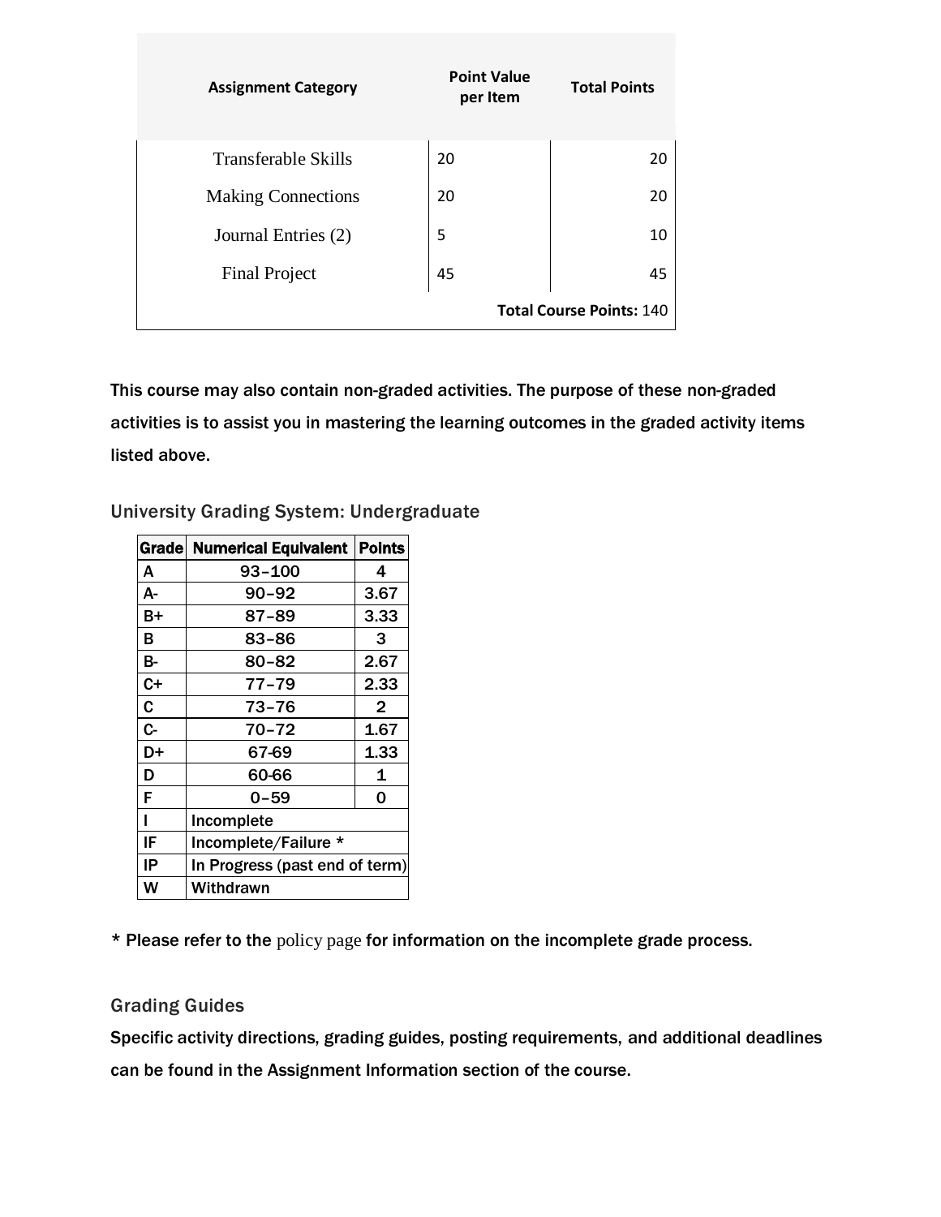| Assignment Category | Point Value per Item | Total Points |
|---|---|---|
| Transferable Skills | 20 | 20 |
| Making Connections | 20 | 20 |
| Journal Entries (2) | 5 | 10 |
| Final Project | 45 | 45 |
| | | **Total Course Points:** 140 |

This course may also contain non-graded activities. The purpose of these non-graded activities is to assist you in mastering the learning outcomes in the graded activity items listed above.

### University Grading System: Undergraduate

| Grade | Numerical Equivalent | Points |
|---|---|---|
| A | 93–100 | 4 |
| A- | 90–92 | 3.67 |
| B+ | 87–89 | 3.33 |
| B | 83–86 | 3 |
| B- | 80–82 | 2.67 |
| C+ | 77–79 | 2.33 |
| C | 73–76 | 2 |
| C- | 70–72 | 1.67 |
| D+ | 67-69 | 1.33 |
| D | 60-66 | 1 |
| F | 0–59 | 0 |
| I | Incomplete | |
| IF | Incomplete/Failure * | |
| IP | In Progress (past end of term) | |
| W | Withdrawn | |

* Please refer to the policy page for information on the incomplete grade process.

### Grading Guides

Specific activity directions, grading guides, posting requirements, and additional deadlines can be found in the Assignment Information section of the course.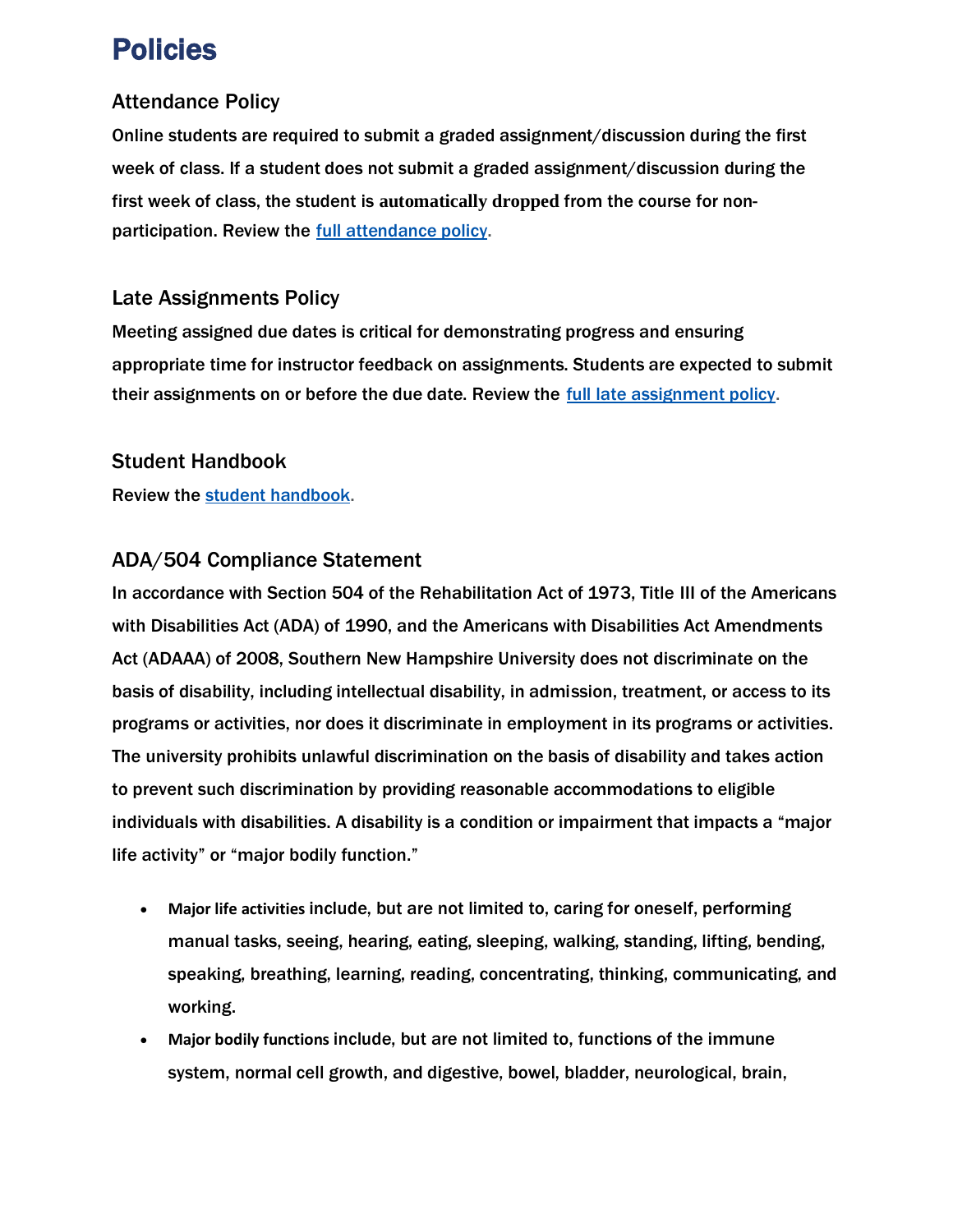# Policies

## Attendance Policy

Online students are required to submit a graded assignment/discussion during the first week of class. If a student does not submit a graded assignment/discussion during the first week of class, the student is **automatically dropped** from the course for non-participation. Review the full attendance policy.

## Late Assignments Policy

Meeting assigned due dates is critical for demonstrating progress and ensuring appropriate time for instructor feedback on assignments. Students are expected to submit their assignments on or before the due date. Review the full late assignment policy.

## Student Handbook

Review the student handbook.

## ADA/504 Compliance Statement

In accordance with Section 504 of the Rehabilitation Act of 1973, Title III of the Americans with Disabilities Act (ADA) of 1990, and the Americans with Disabilities Act Amendments Act (ADAAA) of 2008, Southern New Hampshire University does not discriminate on the basis of disability, including intellectual disability, in admission, treatment, or access to its programs or activities, nor does it discriminate in employment in its programs or activities. The university prohibits unlawful discrimination on the basis of disability and takes action to prevent such discrimination by providing reasonable accommodations to eligible individuals with disabilities. A disability is a condition or impairment that impacts a "major life activity" or "major bodily function."

- **Major life activities** include, but are not limited to, caring for oneself, performing manual tasks, seeing, hearing, eating, sleeping, walking, standing, lifting, bending, speaking, breathing, learning, reading, concentrating, thinking, communicating, and working.
- **Major bodily functions** include, but are not limited to, functions of the immune system, normal cell growth, and digestive, bowel, bladder, neurological, brain,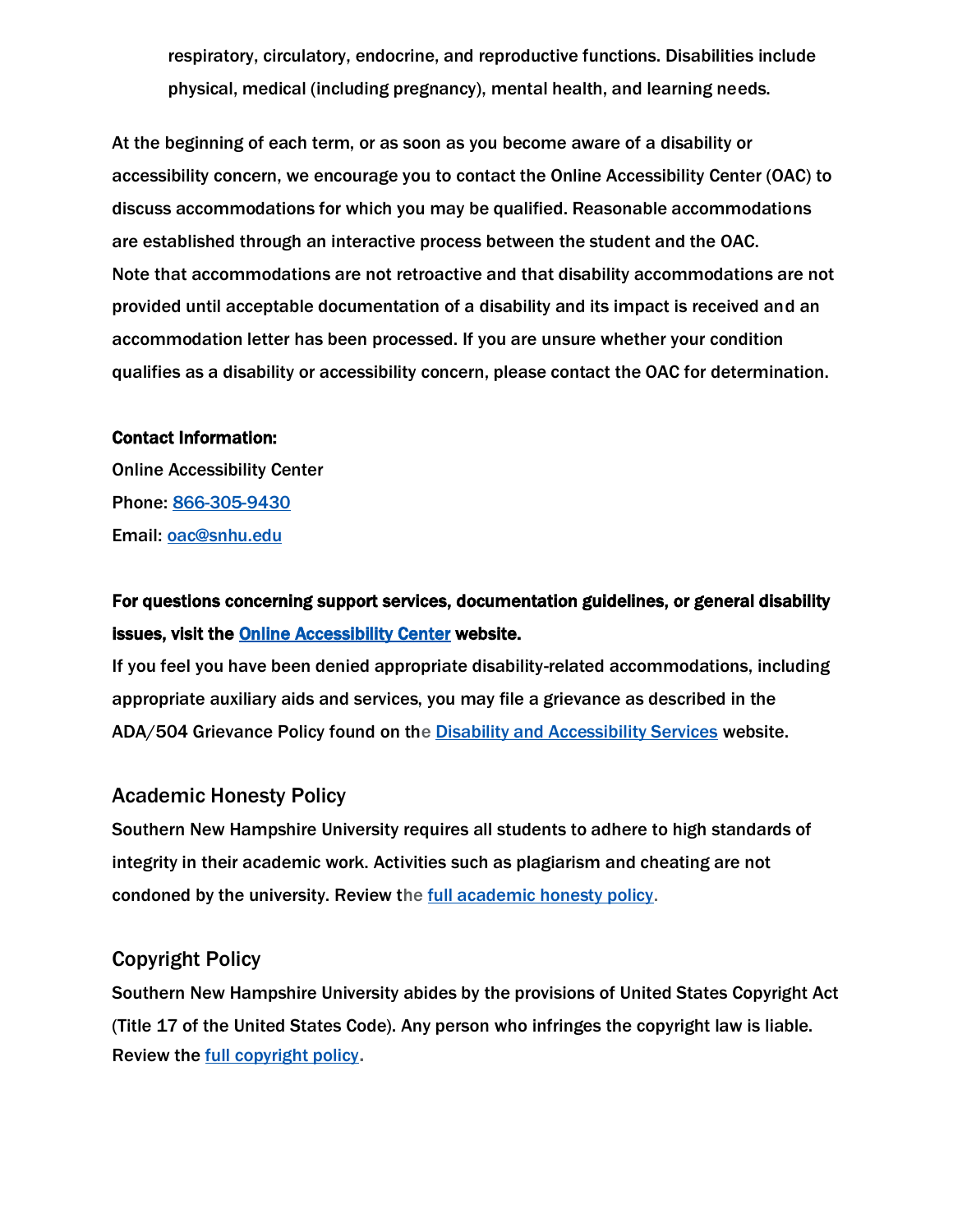respiratory, circulatory, endocrine, and reproductive functions. Disabilities include physical, medical (including pregnancy), mental health, and learning needs.

At the beginning of each term, or as soon as you become aware of a disability or accessibility concern, we encourage you to contact the Online Accessibility Center (OAC) to discuss accommodations for which you may be qualified. Reasonable accommodations are established through an interactive process between the student and the OAC. Note that accommodations are not retroactive and that disability accommodations are not provided until acceptable documentation of a disability and its impact is received and an accommodation letter has been processed. If you are unsure whether your condition qualifies as a disability or accessibility concern, please contact the OAC for determination.

**Contact Information:**
Online Accessibility Center
Phone: 866-305-9430
Email: oac@snhu.edu

**For questions concerning support services, documentation guidelines, or general disability issues, visit the Online Accessibility Center website.**
If you feel you have been denied appropriate disability-related accommodations, including appropriate auxiliary aids and services, you may file a grievance as described in the ADA/504 Grievance Policy found on the Disability and Accessibility Services website.

## Academic Honesty Policy

Southern New Hampshire University requires all students to adhere to high standards of integrity in their academic work. Activities such as plagiarism and cheating are not condoned by the university. Review the full academic honesty policy.

## Copyright Policy

Southern New Hampshire University abides by the provisions of United States Copyright Act (Title 17 of the United States Code). Any person who infringes the copyright law is liable. Review the full copyright policy.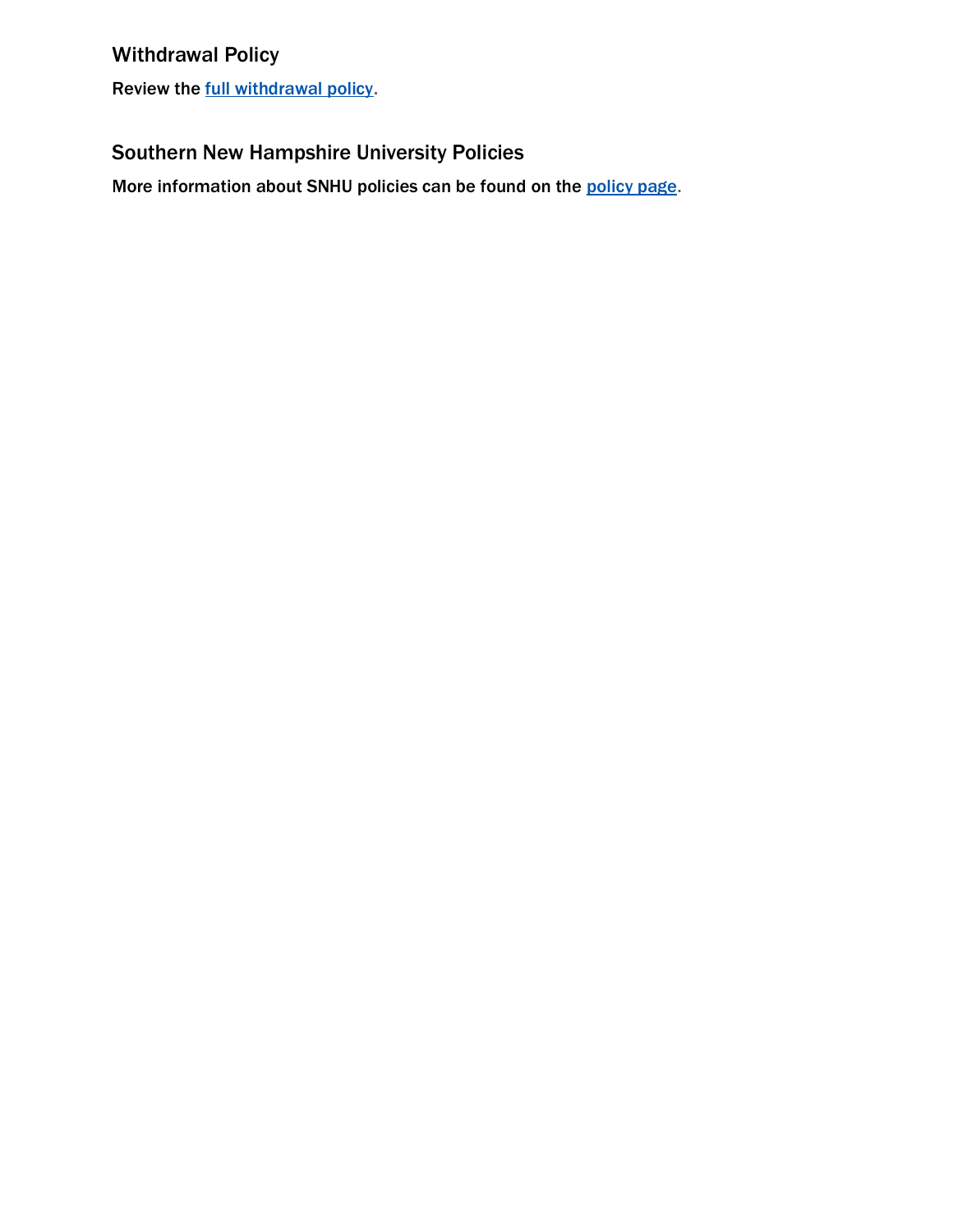## Withdrawal Policy

Review the full withdrawal policy.

## Southern New Hampshire University Policies

More information about SNHU policies can be found on the policy page.